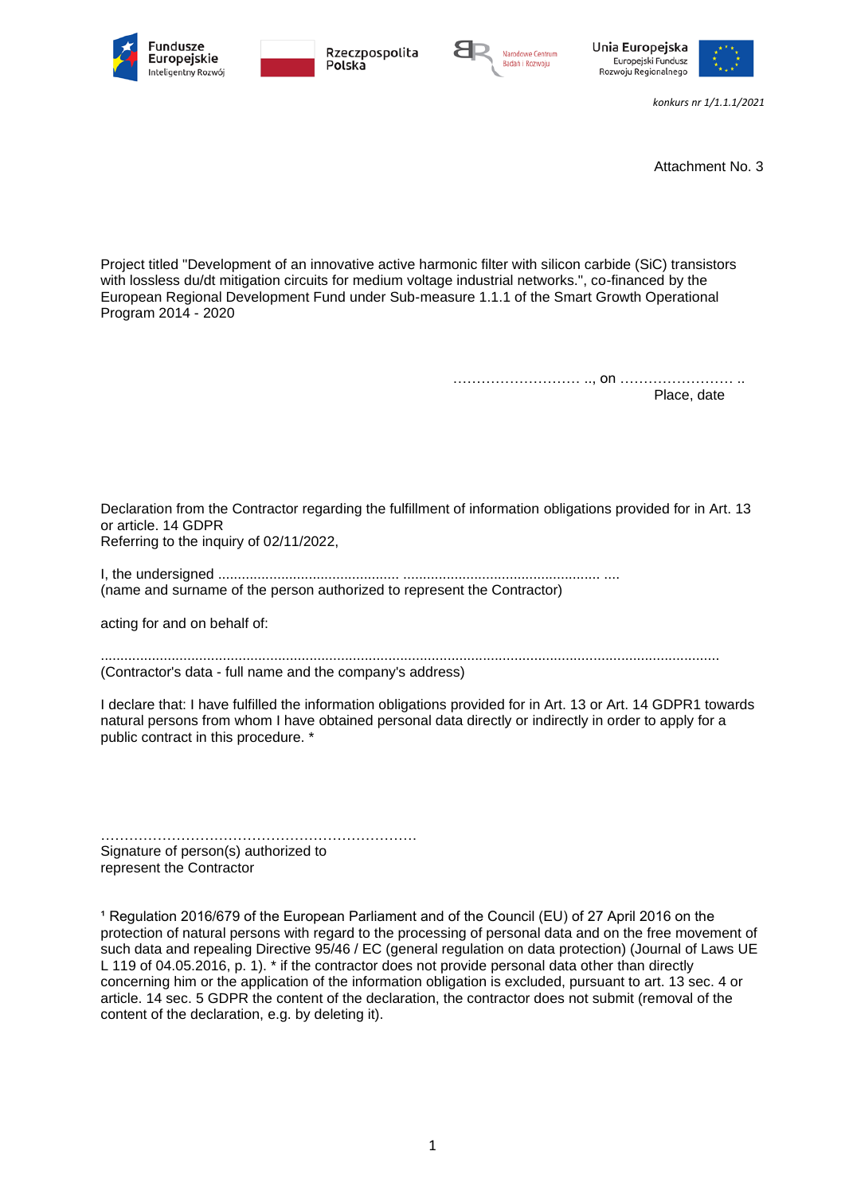*konkurs nr 1/1.1.1/2021*

Attachment No. 3

Project titled "Development of an innovative active harmonic filter with silicon carbide (SiC) transistors with lossless du/dt mitigation circuits for medium voltage industrial networks.", co-financed by the European Regional Development Fund under Sub-measure 1.1.1 of the Smart Growth Operational Program 2014 - 2020

……………………… .., on …………………… ..
Place, date

Declaration from the Contractor regarding the fulfillment of information obligations provided for in Art. 13 or article. 14 GDPR
Referring to the inquiry of 02/11/2022,

I, the undersigned ............................................. ................................................. ....
(name and surname of the person authorized to represent the Contractor)

acting for and on behalf of:

.........................................................................................................................................................
(Contractor's data - full name and the company's address)

I declare that: I have fulfilled the information obligations provided for in Art. 13 or Art. 14 GDPR1 towards natural persons from whom I have obtained personal data directly or indirectly in order to apply for a public contract in this procedure. *

…………………………………………………………
Signature of person(s) authorized to
represent the Contractor

[1] Regulation 2016/679 of the European Parliament and of the Council (EU) of 27 April 2016 on the protection of natural persons with regard to the processing of personal data and on the free movement of such data and repealing Directive 95/46 / EC (general regulation on data protection) (Journal of Laws UE L 119 of 04.05.2016, p. 1). * if the contractor does not provide personal data other than directly concerning him or the application of the information obligation is excluded, pursuant to art. 13 sec. 4 or article. 14 sec. 5 GDPR the content of the declaration, the contractor does not submit (removal of the content of the declaration, e.g. by deleting it).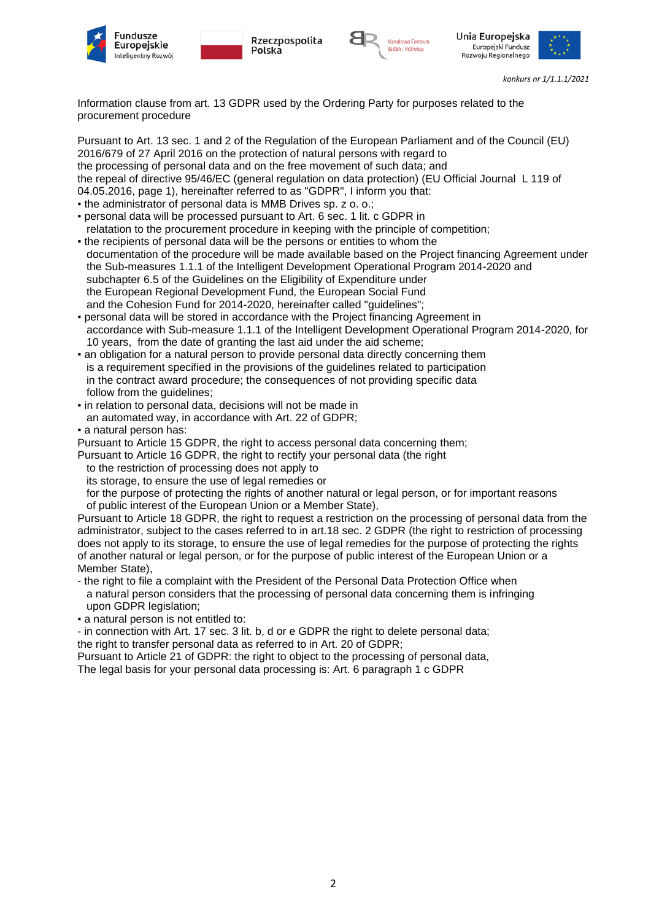*konkurs nr 1/1.1.1/2021*

Information clause from art. 13 GDPR used by the Ordering Party for purposes related to the procurement procedure

Pursuant to Art. 13 sec. 1 and 2 of the Regulation of the European Parliament and of the Council (EU) 2016/679 of 27 April 2016 on the protection of natural persons with regard to the processing of personal data and on the free movement of such data; and the repeal of directive 95/46/EC (general regulation on data protection) (EU Official Journal L 119 of 04.05.2016, page 1), hereinafter referred to as "GDPR", I inform you that:

- the administrator of personal data is MMB Drives sp. z o. o.;
- personal data will be processed pursuant to Art. 6 sec. 1 lit. c GDPR in relatation to the procurement procedure in keeping with the principle of competition;
- the recipients of personal data will be the persons or entities to whom the documentation of the procedure will be made available based on the Project financing Agreement under the Sub-measures 1.1.1 of the Intelligent Development Operational Program 2014-2020 and subchapter 6.5 of the Guidelines on the Eligibility of Expenditure under the European Regional Development Fund, the European Social Fund and the Cohesion Fund for 2014-2020, hereinafter called "guidelines";
- personal data will be stored in accordance with the Project financing Agreement in accordance with Sub-measure 1.1.1 of the Intelligent Development Operational Program 2014-2020, for 10 years, from the date of granting the last aid under the aid scheme;
- an obligation for a natural person to provide personal data directly concerning them is a requirement specified in the provisions of the guidelines related to participation in the contract award procedure; the consequences of not providing specific data follow from the guidelines;
- in relation to personal data, decisions will not be made in an automated way, in accordance with Art. 22 of GDPR;
- a natural person has:

Pursuant to Article 15 GDPR, the right to access personal data concerning them;

Pursuant to Article 16 GDPR, the right to rectify your personal data (the right to the restriction of processing does not apply to its storage, to ensure the use of legal remedies or for the purpose of protecting the rights of another natural or legal person, or for important reasons of public interest of the European Union or a Member State),

Pursuant to Article 18 GDPR, the right to request a restriction on the processing of personal data from the administrator, subject to the cases referred to in art.18 sec. 2 GDPR (the right to restriction of processing does not apply to its storage, to ensure the use of legal remedies for the purpose of protecting the rights of another natural or legal person, or for the purpose of public interest of the European Union or a Member State),

- the right to file a complaint with the President of the Personal Data Protection Office when a natural person considers that the processing of personal data concerning them is infringing upon GDPR legislation;

- a natural person is not entitled to:

- in connection with Art. 17 sec. 3 lit. b, d or e GDPR the right to delete personal data;

the right to transfer personal data as referred to in Art. 20 of GDPR;

Pursuant to Article 21 of GDPR: the right to object to the processing of personal data,

The legal basis for your personal data processing is: Art. 6 paragraph 1 c GDPR